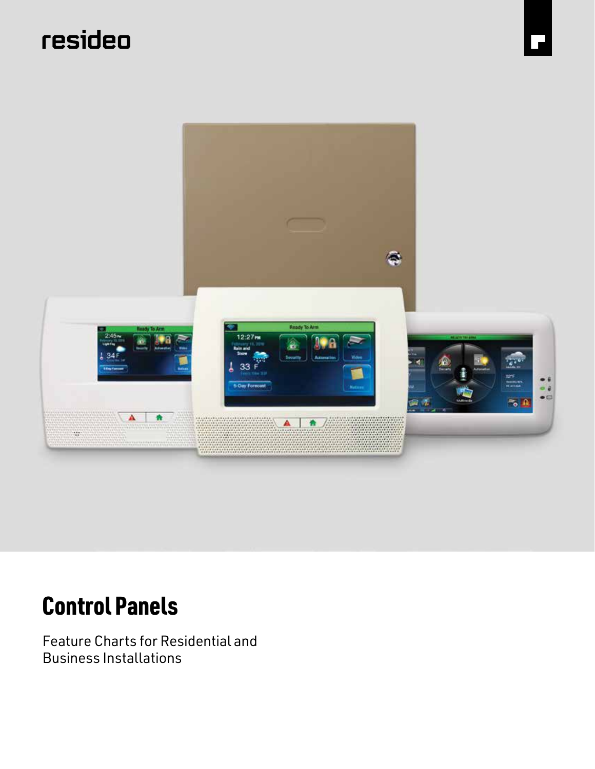resideo

# Control Panels

Feature Charts for Residential and Business Installations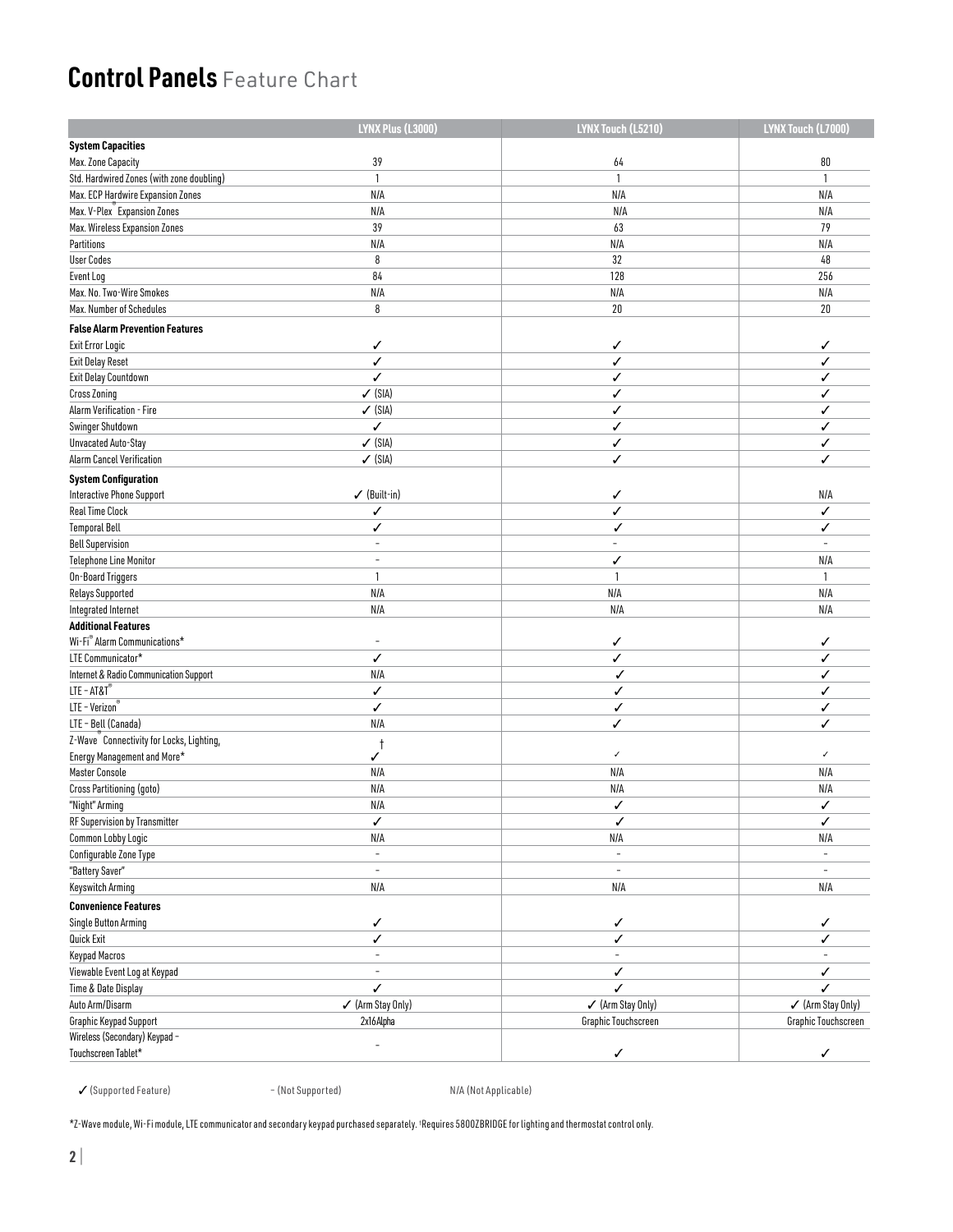# **Control Panels** Feature Chart

| | LYNX Plus (L3000) | LYNX Touch (L5210) | LYNX Touch (L7000) |
|---|---|---|---|
| **System Capacities** | | | |
| Max. Zone Capacity | 39 | 64 | 80 |
| Std. Hardwired Zones (with zone doubling) | 1 | 1 | 1 |
| Max. ECP Hardwire Expansion Zones | N/A | N/A | N/A |
| Max. V-Plex® Expansion Zones | N/A | N/A | N/A |
| Max. Wireless Expansion Zones | 39 | 63 | 79 |
| Partitions | N/A | N/A | N/A |
| User Codes | 8 | 32 | 48 |
| Event Log | 84 | 128 | 256 |
| Max. No. Two-Wire Smokes | N/A | N/A | N/A |
| Max. Number of Schedules | 8 | 20 | 20 |
| **False Alarm Prevention Features** | | | |
| Exit Error Logic | ✓ | ✓ | ✓ |
| Exit Delay Reset | ✓ | ✓ | ✓ |
| Exit Delay Countdown | ✓ | ✓ | ✓ |
| Cross Zoning | ✓ (SIA) | ✓ | ✓ |
| Alarm Verification - Fire | ✓ (SIA) | ✓ | ✓ |
| Swinger Shutdown | ✓ | ✓ | ✓ |
| Unvacated Auto-Stay | ✓ (SIA) | ✓ | ✓ |
| Alarm Cancel Verification | ✓ (SIA) | ✓ | ✓ |
| **System Configuration** | | | |
| Interactive Phone Support | ✓ (Built-in) | ✓ | N/A |
| Real Time Clock | ✓ | ✓ | ✓ |
| Temporal Bell | ✓ | ✓ | ✓ |
| Bell Supervision | – | – | – |
| Telephone Line Monitor | – | ✓ | N/A |
| On-Board Triggers | 1 | 1 | 1 |
| Relays Supported | N/A | N/A | N/A |
| Integrated Internet | N/A | N/A | N/A |
| **Additional Features** | | | |
| Wi-Fi® Alarm Communications* | – | ✓ | ✓ |
| LTE Communicator* | ✓ | ✓ | ✓ |
| Internet & Radio Communication Support | N/A | ✓ | ✓ |
| LTE – AT&T® | ✓ | ✓ | ✓ |
| LTE – Verizon® | ✓ | ✓ | ✓ |
| LTE – Bell (Canada) | N/A | ✓ | ✓ |
| Z-Wave® Connectivity for Locks, Lighting, Energy Management and More* | ✓ † | ✓ | ✓ |
| Master Console | N/A | N/A | N/A |
| Cross Partitioning (goto) | N/A | N/A | N/A |
| "Night" Arming | N/A | ✓ | ✓ |
| RF Supervision by Transmitter | ✓ | ✓ | ✓ |
| Common Lobby Logic | N/A | N/A | N/A |
| Configurable Zone Type | – | – | – |
| "Battery Saver" | – | – | – |
| Keyswitch Arming | N/A | N/A | N/A |
| **Convenience Features** | | | |
| Single Button Arming | ✓ | ✓ | ✓ |
| Quick Exit | ✓ | ✓ | ✓ |
| Keypad Macros | – | – | – |
| Viewable Event Log at Keypad | – | ✓ | ✓ |
| Time & Date Display | ✓ | ✓ | ✓ |
| Auto Arm/Disarm | ✓ (Arm Stay Only) | ✓ (Arm Stay Only) | ✓ (Arm Stay Only) |
| Graphic Keypad Support | 2x16Alpha | Graphic Touchscreen | Graphic Touchscreen |
| Wireless (Secondary) Keypad – Touchscreen Tablet* | – | ✓ | ✓ |

✓ (Supported Feature) – (Not Supported) N/A (Not Applicable)

*Z-Wave module, Wi-Fi module, LTE communicator and secondary keypad purchased separately. †Requires 5800ZBRIDGE for lighting and thermostat control only.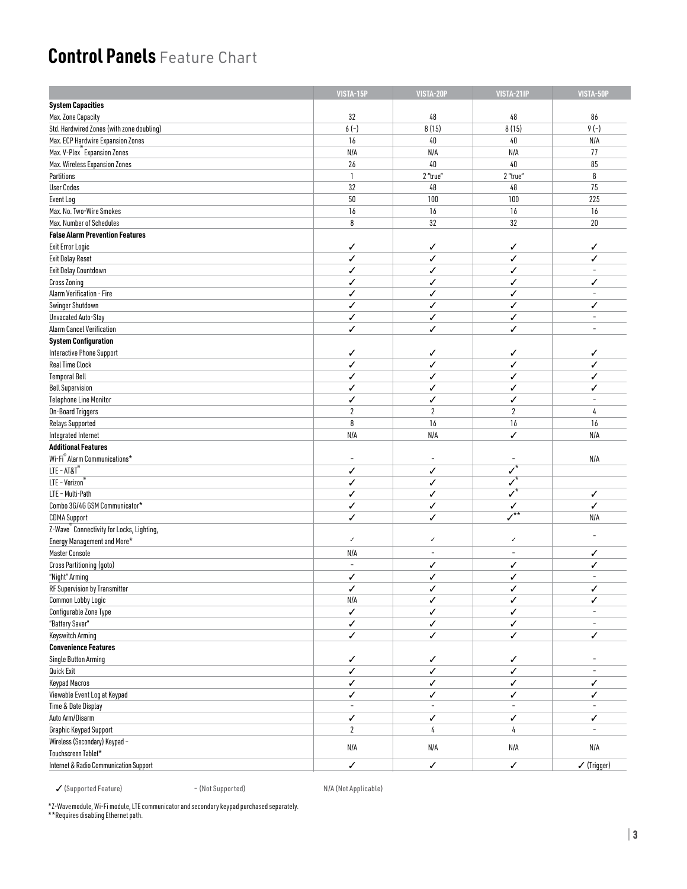# **Control Panels** Feature Chart

| | VISTA-15P | VISTA-20P | VISTA-21IP | VISTA-50P |
|---|---|---|---|---|
| **System Capacities** | | | | |
| Max. Zone Capacity | 32 | 48 | 48 | 86 |
| Std. Hardwired Zones (with zone doubling) | 6 (–) | 8 (15) | 8 (15) | 9 (–) |
| Max. ECP Hardwire Expansion Zones | 16 | 40 | 40 | N/A |
| Max. V-Plex® Expansion Zones | N/A | N/A | N/A | 77 |
| Max. Wireless Expansion Zones | 26 | 40 | 40 | 85 |
| Partitions | 1 | 2 "true" | 2 "true" | 8 |
| User Codes | 32 | 48 | 48 | 75 |
| Event Log | 50 | 100 | 100 | 225 |
| Max. No. Two-Wire Smokes | 16 | 16 | 16 | 16 |
| Max. Number of Schedules | 8 | 32 | 32 | 20 |
| **False Alarm Prevention Features** | | | | |
| Exit Error Logic | ✓ | ✓ | ✓ | ✓ |
| Exit Delay Reset | ✓ | ✓ | ✓ | ✓ |
| Exit Delay Countdown | ✓ | ✓ | ✓ | – |
| Cross Zoning | ✓ | ✓ | ✓ | ✓ |
| Alarm Verification - Fire | ✓ | ✓ | ✓ | – |
| Swinger Shutdown | ✓ | ✓ | ✓ | ✓ |
| Unvacated Auto-Stay | ✓ | ✓ | ✓ | – |
| Alarm Cancel Verification | ✓ | ✓ | ✓ | – |
| **System Configuration** | | | | |
| Interactive Phone Support | ✓ | ✓ | ✓ | ✓ |
| Real Time Clock | ✓ | ✓ | ✓ | ✓ |
| Temporal Bell | ✓ | ✓ | ✓ | ✓ |
| Bell Supervision | ✓ | ✓ | ✓ | ✓ |
| Telephone Line Monitor | ✓ | ✓ | ✓ | – |
| On-Board Triggers | 2 | 2 | 2 | 4 |
| Relays Supported | 8 | 16 | 16 | 16 |
| Integrated Internet | N/A | N/A | ✓ | N/A |
| **Additional Features** | | | | |
| Wi-Fi® Alarm Communications* | – | – | – | N/A |
| LTE – AT&T® | ✓ | ✓ | ✓* | |
| LTE – Verizon® | ✓ | ✓ | ✓* | |
| LTE – Multi-Path | ✓ | ✓ | ✓* | ✓ |
| Combo 3G/4G GSM Communicator* | ✓ | ✓ | ✓ | ✓ |
| CDMA Support | ✓ | ✓ | ✓** | N/A |
| Z-Wave® Connectivity for Locks, Lighting, Energy Management and More* | ✓ | ✓ | ✓ | – |
| Master Console | N/A | – | – | ✓ |
| Cross Partitioning (goto) | – | ✓ | ✓ | ✓ |
| "Night" Arming | ✓ | ✓ | ✓ | – |
| RF Supervision by Transmitter | ✓ | ✓ | ✓ | ✓ |
| Common Lobby Logic | N/A | ✓ | ✓ | ✓ |
| Configurable Zone Type | ✓ | ✓ | ✓ | – |
| "Battery Saver" | ✓ | ✓ | ✓ | – |
| Keyswitch Arming | ✓ | ✓ | ✓ | ✓ |
| **Convenience Features** | | | | |
| Single Button Arming | ✓ | ✓ | ✓ | – |
| Quick Exit | ✓ | ✓ | ✓ | – |
| Keypad Macros | ✓ | ✓ | ✓ | ✓ |
| Viewable Event Log at Keypad | ✓ | ✓ | ✓ | ✓ |
| Time & Date Display | – | – | – | – |
| Auto Arm/Disarm | ✓ | ✓ | ✓ | ✓ |
| Graphic Keypad Support | 2 | 4 | 4 | – |
| Wireless (Secondary) Keypad – Touchscreen Tablet* | N/A | N/A | N/A | N/A |
| Internet & Radio Communication Support | ✓ | ✓ | ✓ | ✓ (Trigger) |

✓ (Supported Feature) – (Not Supported) N/A (Not Applicable)

*Z-Wave module, Wi-Fi module, LTE communicator and secondary keypad purchased separately.
**Requires disabling Ethernet path.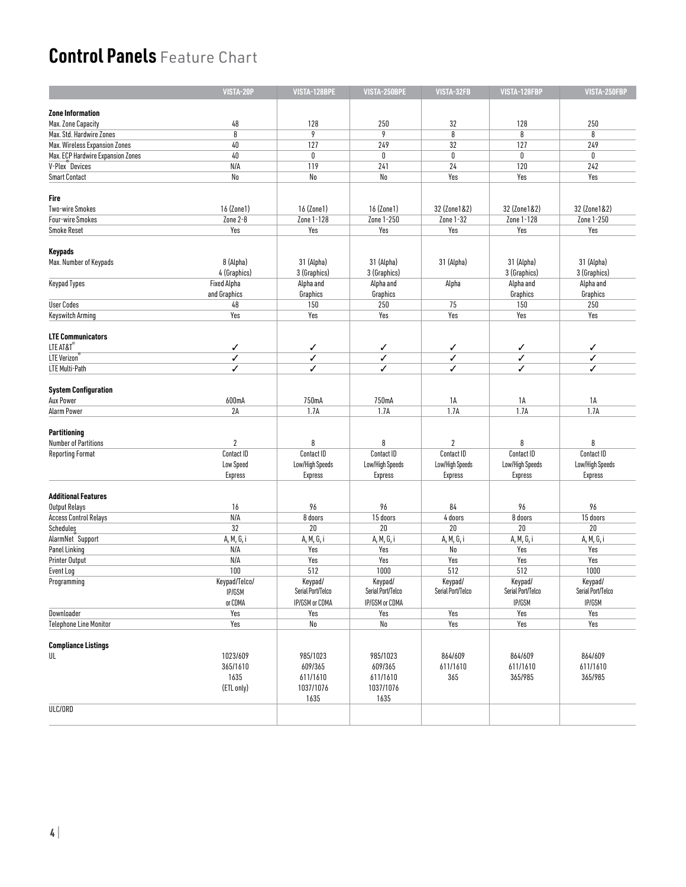# **Control Panels** Feature Chart

| | VISTA-20P | VISTA-128BPE | VISTA-250BPE | VISTA-32FB | VISTA-128FBP | VISTA-250FBP |
|---|---|---|---|---|---|---|
| **Zone Information** | | | | | | |
| Max. Zone Capacity | 48 | 128 | 250 | 32 | 128 | 250 |
| Max. Std. Hardwire Zones | 8 | 9 | 9 | 8 | 8 | 8 |
| Max. Wireless Expansion Zones | 40 | 127 | 249 | 32 | 127 | 249 |
| Max. ECP Hardwire Expansion Zones | 40 | 0 | 0 | 0 | 0 | 0 |
| V-Plex® Devices | N/A | 119 | 241 | 24 | 120 | 242 |
| Smart Contact | No | No | No | Yes | Yes | Yes |
| **Fire** | | | | | | |
| Two-wire Smokes | 16 (Zone1) | 16 (Zone1) | 16 (Zone1) | 32 (Zone1&2) | 32 (Zone1&2) | 32 (Zone1&2) |
| Four-wire Smokes | Zone 2-8 | Zone 1-128 | Zone 1-250 | Zone 1-32 | Zone 1-128 | Zone 1-250 |
| Smoke Reset | Yes | Yes | Yes | Yes | Yes | Yes |
| **Keypads** | | | | | | |
| Max. Number of Keypads | 8 (Alpha) 4 (Graphics) | 31 (Alpha) 3 (Graphics) | 31 (Alpha) 3 (Graphics) | 31 (Alpha) | 31 (Alpha) 3 (Graphics) | 31 (Alpha) 3 (Graphics) |
| Keypad Types | Fixed Alpha and Graphics | Alpha and Graphics | Alpha and Graphics | Alpha | Alpha and Graphics | Alpha and Graphics |
| User Codes | 48 | 150 | 250 | 75 | 150 | 250 |
| Keyswitch Arming | Yes | Yes | Yes | Yes | Yes | Yes |
| **LTE Communicators** | | | | | | |
| LTE AT&T® | ✓ | ✓ | ✓ | ✓ | ✓ | ✓ |
| LTE Verizon® | ✓ | ✓ | ✓ | ✓ | ✓ | ✓ |
| LTE Multi-Path | ✓ | ✓ | ✓ | ✓ | ✓ | ✓ |
| **System Configuration** | | | | | | |
| Aux Power | 600mA | 750mA | 750mA | 1A | 1A | 1A |
| Alarm Power | 2A | 1.7A | 1.7A | 1.7A | 1.7A | 1.7A |
| **Partitioning** | | | | | | |
| Number of Partitions | 2 | 8 | 8 | 2 | 8 | 8 |
| Reporting Format | Contact ID Low Speed Express | Contact ID Low/High Speeds Express | Contact ID Low/High Speeds Express | Contact ID Low/High Speeds Express | Contact ID Low/High Speeds Express | Contact ID Low/High Speeds Express |
| **Additional Features** | | | | | | |
| Output Relays | 16 | 96 | 96 | 84 | 96 | 96 |
| Access Control Relays | N/A | 8 doors | 15 doors | 4 doors | 8 doors | 15 doors |
| Schedules | 32 | 20 | 20 | 20 | 20 | 20 |
| AlarmNet® Support | A, M, G, i | A, M, G, i | A, M, G, i | A, M, G, i | A, M, G, i | A, M, G, i |
| Panel Linking | N/A | Yes | Yes | No | Yes | Yes |
| Printer Output | N/A | Yes | Yes | Yes | Yes | Yes |
| Event Log | 100 | 512 | 1000 | 512 | 512 | 1000 |
| Programming | Keypad/Telco/ IP/GSM or CDMA | Keypad/ Serial Port/Telco IP/GSM or CDMA | Keypad/ Serial Port/Telco IP/GSM or CDMA | Keypad/ Serial Port/Telco | Keypad/ Serial Port/Telco IP/GSM | Keypad/ Serial Port/Telco IP/GSM |
| Downloader | Yes | Yes | Yes | Yes | Yes | Yes |
| Telephone Line Monitor | Yes | No | No | Yes | Yes | Yes |
| **Compliance Listings** | | | | | | |
| UL | 1023/609 365/1610 1635 (ETL only) | 985/1023 609/365 611/1610 1037/1076 1635 | 985/1023 609/365 611/1610 1037/1076 1635 | 864/609 611/1610 365 | 864/609 611/1610 365/985 | 864/609 611/1610 365/985 |
| ULC/ORD | | | | | | |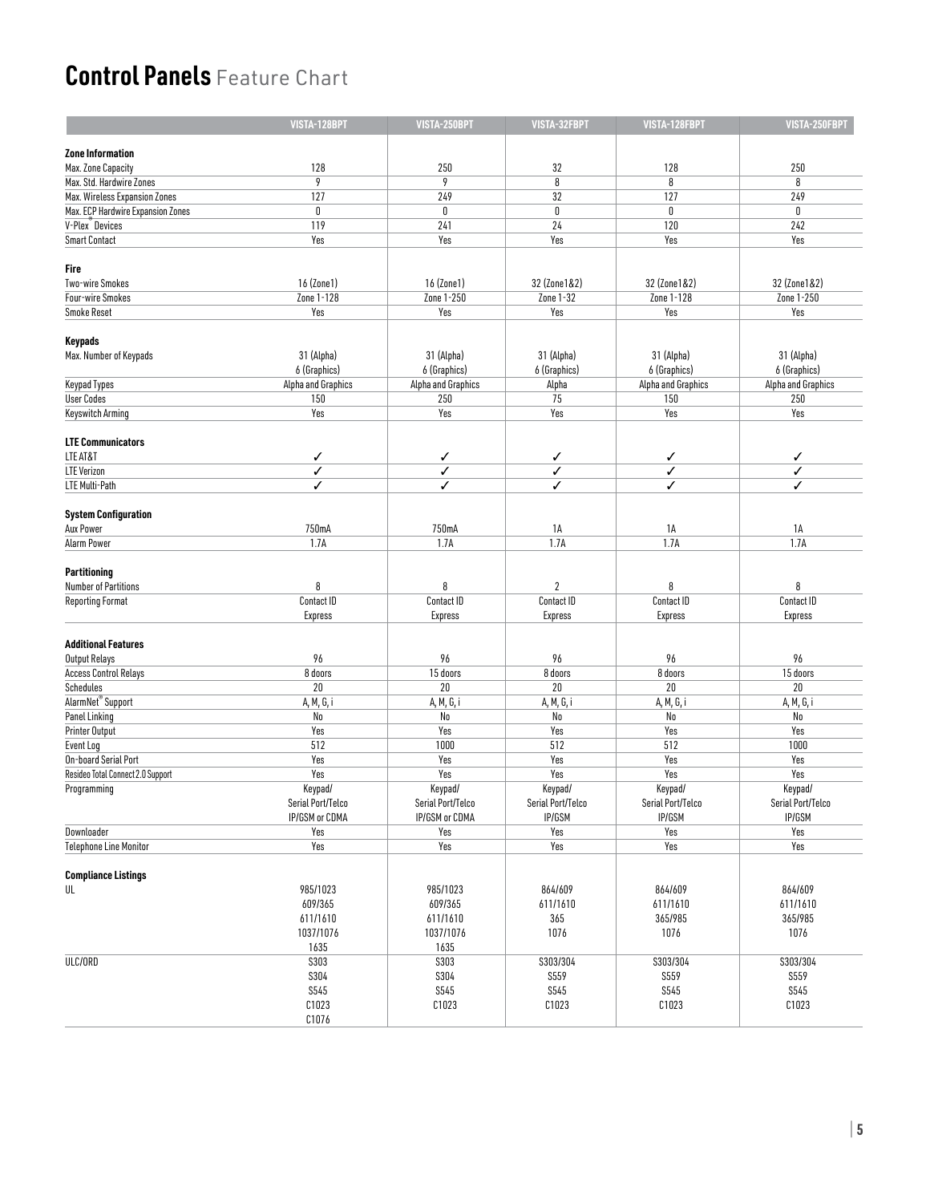# Control Panels Feature Chart

| | VISTA-128BPT | VISTA-250BPT | VISTA-32FBPT | VISTA-128FBPT | VISTA-250FBPT |
|---|---|---|---|---|---|
| **Zone Information** | | | | | |
| Max. Zone Capacity | 128 | 250 | 32 | 128 | 250 |
| Max. Std. Hardwire Zones | 9 | 9 | 8 | 8 | 8 |
| Max. Wireless Expansion Zones | 127 | 249 | 32 | 127 | 249 |
| Max. ECP Hardwire Expansion Zones | 0 | 0 | 0 | 0 | 0 |
| V-Plex® Devices | 119 | 241 | 24 | 120 | 242 |
| Smart Contact | Yes | Yes | Yes | Yes | Yes |
| **Fire** | | | | | |
| Two-wire Smokes | 16 (Zone1) | 16 (Zone1) | 32 (Zone1&2) | 32 (Zone1&2) | 32 (Zone1&2) |
| Four-wire Smokes | Zone 1-128 | Zone 1-250 | Zone 1-32 | Zone 1-128 | Zone 1-250 |
| Smoke Reset | Yes | Yes | Yes | Yes | Yes |
| **Keypads** | | | | | |
| Max. Number of Keypads | 31 (Alpha)<br>6 (Graphics) | 31 (Alpha)<br>6 (Graphics) | 31 (Alpha)<br>6 (Graphics) | 31 (Alpha)<br>6 (Graphics) | 31 (Alpha)<br>6 (Graphics) |
| Keypad Types | Alpha and Graphics | Alpha and Graphics | Alpha | Alpha and Graphics | Alpha and Graphics |
| User Codes | 150 | 250 | 75 | 150 | 250 |
| Keyswitch Arming | Yes | Yes | Yes | Yes | Yes |
| **LTE Communicators** | | | | | |
| LTE AT&T | ✓ | ✓ | ✓ | ✓ | ✓ |
| LTE Verizon | ✓ | ✓ | ✓ | ✓ | ✓ |
| LTE Multi-Path | ✓ | ✓ | ✓ | ✓ | ✓ |
| **System Configuration** | | | | | |
| Aux Power | 750mA | 750mA | 1A | 1A | 1A |
| Alarm Power | 1.7A | 1.7A | 1.7A | 1.7A | 1.7A |
| **Partitioning** | | | | | |
| Number of Partitions | 8 | 8 | 2 | 8 | 8 |
| Reporting Format | Contact ID<br>Express | Contact ID<br>Express | Contact ID<br>Express | Contact ID<br>Express | Contact ID<br>Express |
| **Additional Features** | | | | | |
| Output Relays | 96 | 96 | 96 | 96 | 96 |
| Access Control Relays | 8 doors | 15 doors | 8 doors | 8 doors | 15 doors |
| Schedules | 20 | 20 | 20 | 20 | 20 |
| AlarmNet® Support | A, M, G, i | A, M, G, i | A, M, G, i | A, M, G, i | A, M, G, i |
| Panel Linking | No | No | No | No | No |
| Printer Output | Yes | Yes | Yes | Yes | Yes |
| Event Log | 512 | 1000 | 512 | 512 | 1000 |
| On-board Serial Port | Yes | Yes | Yes | Yes | Yes |
| Resideo Total Connect 2.0 Support | Yes | Yes | Yes | Yes | Yes |
| Programming | Keypad/<br>Serial Port/Telco<br>IP/GSM or CDMA | Keypad/<br>Serial Port/Telco<br>IP/GSM or CDMA | Keypad/<br>Serial Port/Telco<br>IP/GSM | Keypad/<br>Serial Port/Telco<br>IP/GSM | Keypad/<br>Serial Port/Telco<br>IP/GSM |
| Downloader | Yes | Yes | Yes | Yes | Yes |
| Telephone Line Monitor | Yes | Yes | Yes | Yes | Yes |
| **Compliance Listings** | | | | | |
| UL | 985/1023<br>609/365<br>611/1610<br>1037/1076<br>1635 | 985/1023<br>609/365<br>611/1610<br>1037/1076<br>1635 | 864/609<br>611/1610<br>365<br>1076 | 864/609<br>611/1610<br>365/985<br>1076 | 864/609<br>611/1610<br>365/985<br>1076 |
| ULC/ORD | S303<br>S304<br>S545<br>C1023<br>C1076 | S303<br>S304<br>S545<br>C1023 | S303/304<br>S559<br>S545<br>C1023 | S303/304<br>S559<br>S545<br>C1023 | S303/304<br>S559<br>S545<br>C1023 |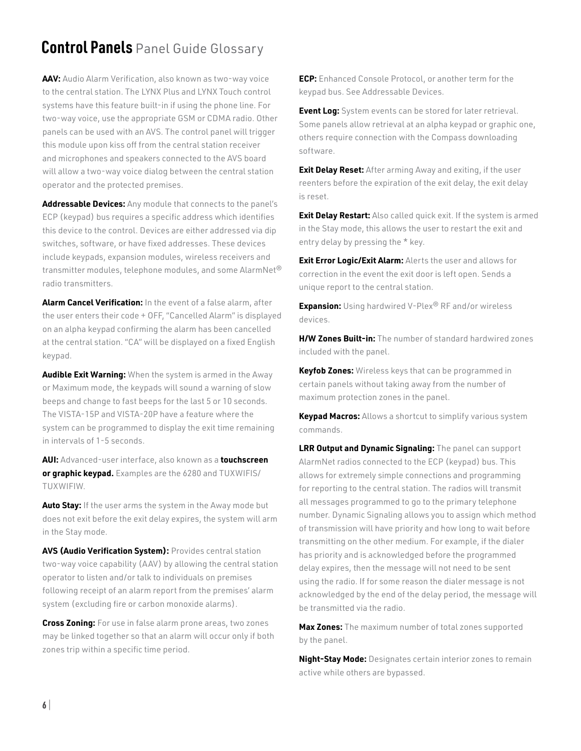# **Control Panels** Panel Guide Glossary

**AAV:** Audio Alarm Verification, also known as two-way voice to the central station. The LYNX Plus and LYNX Touch control systems have this feature built-in if using the phone line. For two-way voice, use the appropriate GSM or CDMA radio. Other panels can be used with an AVS. The control panel will trigger this module upon kiss off from the central station receiver and microphones and speakers connected to the AVS board will allow a two-way voice dialog between the central station operator and the protected premises.

**Addressable Devices:** Any module that connects to the panel's ECP (keypad) bus requires a specific address which identifies this device to the control. Devices are either addressed via dip switches, software, or have fixed addresses. These devices include keypads, expansion modules, wireless receivers and transmitter modules, telephone modules, and some AlarmNet® radio transmitters.

**Alarm Cancel Verification:** In the event of a false alarm, after the user enters their code + OFF, "Cancelled Alarm" is displayed on an alpha keypad confirming the alarm has been cancelled at the central station. "CA" will be displayed on a fixed English keypad.

**Audible Exit Warning:** When the system is armed in the Away or Maximum mode, the keypads will sound a warning of slow beeps and change to fast beeps for the last 5 or 10 seconds. The VISTA-15P and VISTA-20P have a feature where the system can be programmed to display the exit time remaining in intervals of 1-5 seconds.

**AUI:** Advanced-user interface, also known as a **touchscreen or graphic keypad.** Examples are the 6280 and TUXWIFIS/TUXWIFIW.

**Auto Stay:** If the user arms the system in the Away mode but does not exit before the exit delay expires, the system will arm in the Stay mode.

**AVS (Audio Verification System):** Provides central station two-way voice capability (AAV) by allowing the central station operator to listen and/or talk to individuals on premises following receipt of an alarm report from the premises' alarm system (excluding fire or carbon monoxide alarms).

**Cross Zoning:** For use in false alarm prone areas, two zones may be linked together so that an alarm will occur only if both zones trip within a specific time period.

**ECP:** Enhanced Console Protocol, or another term for the keypad bus. See Addressable Devices.

**Event Log:** System events can be stored for later retrieval. Some panels allow retrieval at an alpha keypad or graphic one, others require connection with the Compass downloading software.

**Exit Delay Reset:** After arming Away and exiting, if the user reenters before the expiration of the exit delay, the exit delay is reset.

**Exit Delay Restart:** Also called quick exit. If the system is armed in the Stay mode, this allows the user to restart the exit and entry delay by pressing the * key.

**Exit Error Logic/Exit Alarm:** Alerts the user and allows for correction in the event the exit door is left open. Sends a unique report to the central station.

**Expansion:** Using hardwired V-Plex® RF and/or wireless devices.

**H/W Zones Built-in:** The number of standard hardwired zones included with the panel.

**Keyfob Zones:** Wireless keys that can be programmed in certain panels without taking away from the number of maximum protection zones in the panel.

**Keypad Macros:** Allows a shortcut to simplify various system commands.

**LRR Output and Dynamic Signaling:** The panel can support AlarmNet radios connected to the ECP (keypad) bus. This allows for extremely simple connections and programming for reporting to the central station. The radios will transmit all messages programmed to go to the primary telephone number. Dynamic Signaling allows you to assign which method of transmission will have priority and how long to wait before transmitting on the other medium. For example, if the dialer has priority and is acknowledged before the programmed delay expires, then the message will not need to be sent using the radio. If for some reason the dialer message is not acknowledged by the end of the delay period, the message will be transmitted via the radio.

**Max Zones:** The maximum number of total zones supported by the panel.

**Night-Stay Mode:** Designates certain interior zones to remain active while others are bypassed.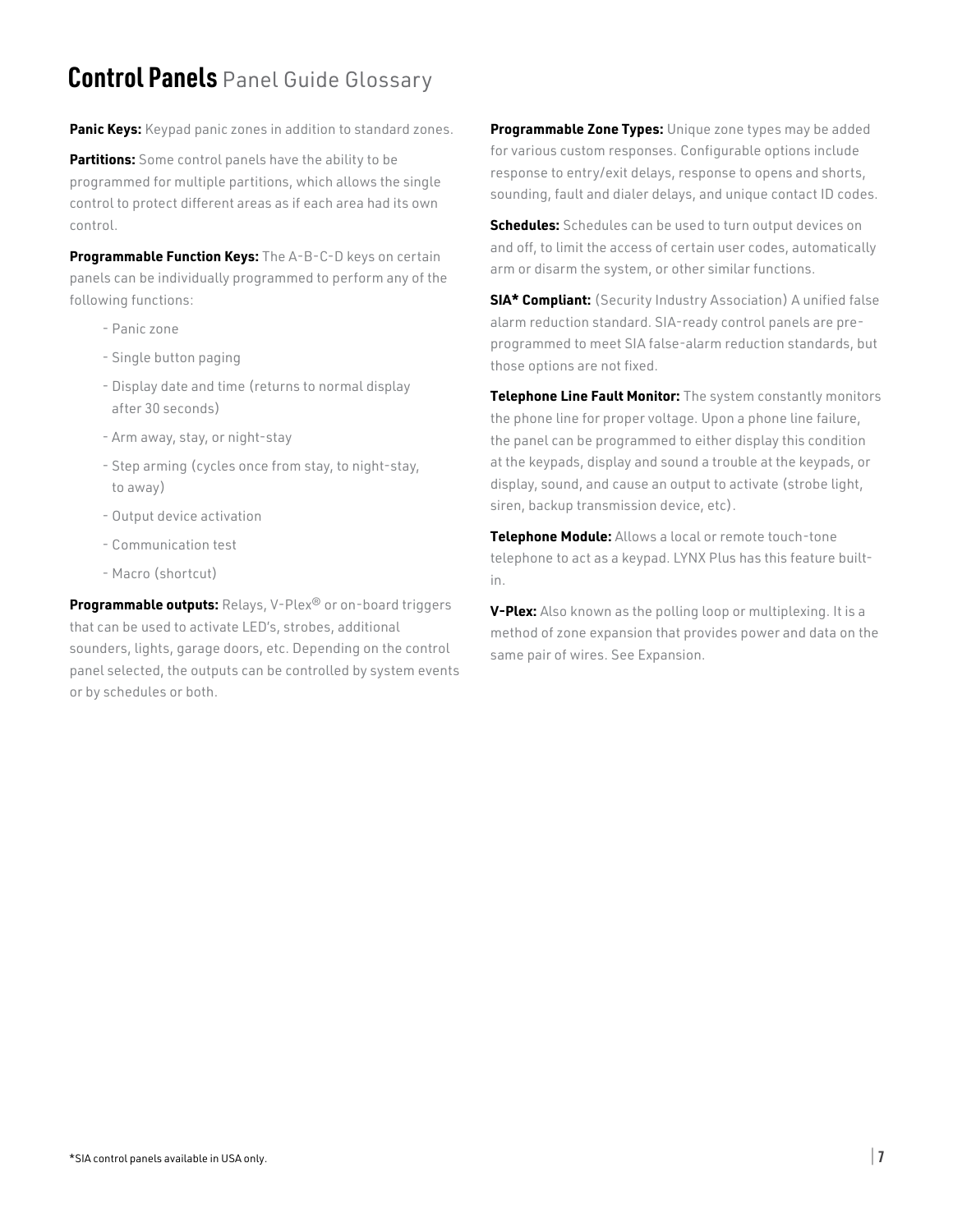# Control Panels Panel Guide Glossary

**Panic Keys:** Keypad panic zones in addition to standard zones.

**Partitions:** Some control panels have the ability to be programmed for multiple partitions, which allows the single control to protect different areas as if each area had its own control.

**Programmable Function Keys:** The A-B-C-D keys on certain panels can be individually programmed to perform any of the following functions:

- Panic zone
- Single button paging
- Display date and time (returns to normal display after 30 seconds)
- Arm away, stay, or night-stay
- Step arming (cycles once from stay, to night-stay, to away)
- Output device activation
- Communication test
- Macro (shortcut)

**Programmable outputs:** Relays, V-Plex® or on-board triggers that can be used to activate LED's, strobes, additional sounders, lights, garage doors, etc. Depending on the control panel selected, the outputs can be controlled by system events or by schedules or both.

**Programmable Zone Types:** Unique zone types may be added for various custom responses. Configurable options include response to entry/exit delays, response to opens and shorts, sounding, fault and dialer delays, and unique contact ID codes.

**Schedules:** Schedules can be used to turn output devices on and off, to limit the access of certain user codes, automatically arm or disarm the system, or other similar functions.

**SIA* Compliant:** (Security Industry Association) A unified false alarm reduction standard. SIA-ready control panels are pre-programmed to meet SIA false-alarm reduction standards, but those options are not fixed.

**Telephone Line Fault Monitor:** The system constantly monitors the phone line for proper voltage. Upon a phone line failure, the panel can be programmed to either display this condition at the keypads, display and sound a trouble at the keypads, or display, sound, and cause an output to activate (strobe light, siren, backup transmission device, etc).

**Telephone Module:** Allows a local or remote touch-tone telephone to act as a keypad. LYNX Plus has this feature built-in.

**V-Plex:** Also known as the polling loop or multiplexing. It is a method of zone expansion that provides power and data on the same pair of wires. See Expansion.

*SIA control panels available in USA only.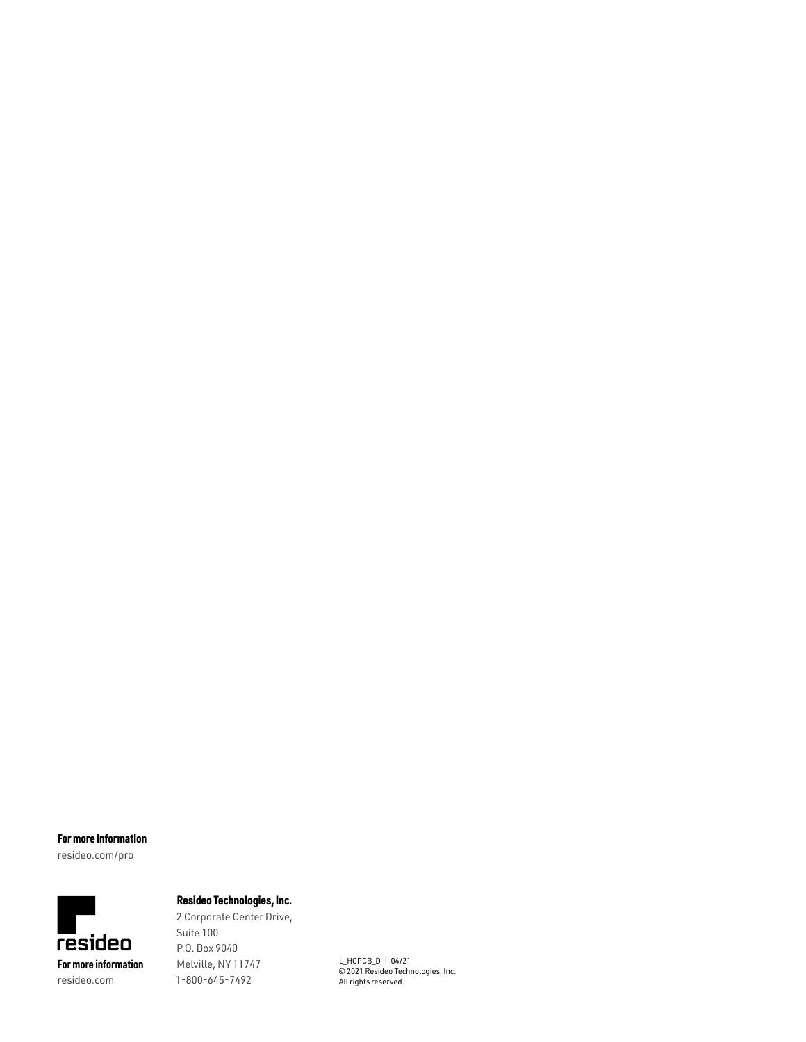**For more information**

resideo.com/pro

resideo

**For more information**

resideo.com

**Resideo Technologies, Inc.**

2 Corporate Center Drive,
Suite 100
P.O. Box 9040
Melville, NY 11747
1-800-645-7492

L_HCPCB_D | 04/21
© 2021 Resideo Technologies, Inc.
All rights reserved.